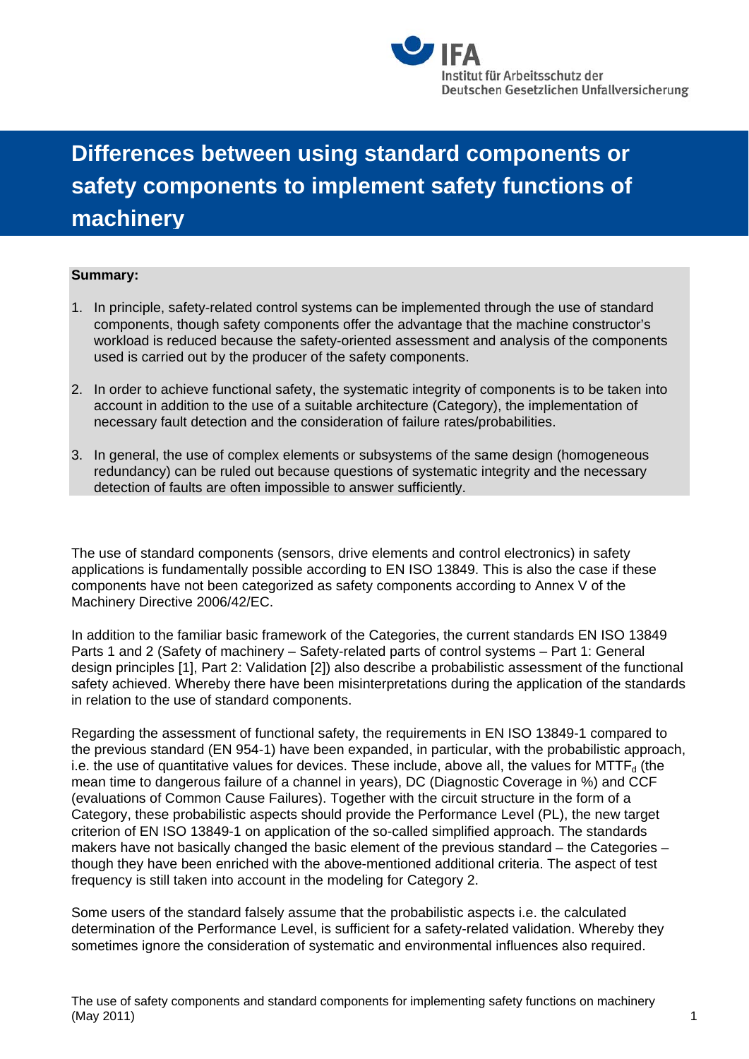# Differences between using standard components or safety components to implement safety functions of machinery

**Summary:**

1. In principle, safety-related control systems can be implemented through the use of standard components, though safety components offer the advantage that the machine constructor's workload is reduced because the safety-oriented assessment and analysis of the components used is carried out by the producer of the safety components.

2. In order to achieve functional safety, the systematic integrity of components is to be taken into account in addition to the use of a suitable architecture (Category), the implementation of necessary fault detection and the consideration of failure rates/probabilities.

3. In general, the use of complex elements or subsystems of the same design (homogeneous redundancy) can be ruled out because questions of systematic integrity and the necessary detection of faults are often impossible to answer sufficiently.

The use of standard components (sensors, drive elements and control electronics) in safety applications is fundamentally possible according to EN ISO 13849. This is also the case if these components have not been categorized as safety components according to Annex V of the Machinery Directive 2006/42/EC.

In addition to the familiar basic framework of the Categories, the current standards EN ISO 13849 Parts 1 and 2 (Safety of machinery – Safety-related parts of control systems – Part 1: General design principles [1], Part 2: Validation [2]) also describe a probabilistic assessment of the functional safety achieved. Whereby there have been misinterpretations during the application of the standards in relation to the use of standard components.

Regarding the assessment of functional safety, the requirements in EN ISO 13849-1 compared to the previous standard (EN 954-1) have been expanded, in particular, with the probabilistic approach, i.e. the use of quantitative values for devices. These include, above all, the values for $MTTF_d$ (the mean time to dangerous failure of a channel in years), DC (Diagnostic Coverage in %) and CCF (evaluations of Common Cause Failures). Together with the circuit structure in the form of a Category, these probabilistic aspects should provide the Performance Level (PL), the new target criterion of EN ISO 13849-1 on application of the so-called simplified approach. The standards makers have not basically changed the basic element of the previous standard – the Categories – though they have been enriched with the above-mentioned additional criteria. The aspect of test frequency is still taken into account in the modeling for Category 2.

Some users of the standard falsely assume that the probabilistic aspects i.e. the calculated determination of the Performance Level, is sufficient for a safety-related validation. Whereby they sometimes ignore the consideration of systematic and environmental influences also required.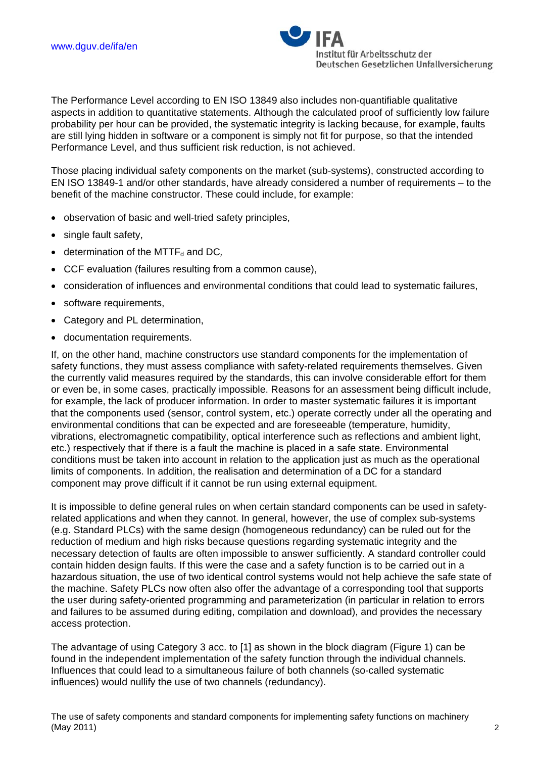The Performance Level according to EN ISO 13849 also includes non-quantifiable qualitative aspects in addition to quantitative statements. Although the calculated proof of sufficiently low failure probability per hour can be provided, the systematic integrity is lacking because, for example, faults are still lying hidden in software or a component is simply not fit for purpose, so that the intended Performance Level, and thus sufficient risk reduction, is not achieved.

Those placing individual safety components on the market (sub-systems), constructed according to EN ISO 13849-1 and/or other standards, have already considered a number of requirements – to the benefit of the machine constructor. These could include, for example:

- observation of basic and well-tried safety principles,
- single fault safety,
- determination of the $MTTF_d$ and DC*,*
- CCF evaluation (failures resulting from a common cause),
- consideration of influences and environmental conditions that could lead to systematic failures,
- software requirements,
- Category and PL determination,
- documentation requirements.

If, on the other hand, machine constructors use standard components for the implementation of safety functions, they must assess compliance with safety-related requirements themselves. Given the currently valid measures required by the standards, this can involve considerable effort for them or even be, in some cases, practically impossible. Reasons for an assessment being difficult include, for example, the lack of producer information. In order to master systematic failures it is important that the components used (sensor, control system, etc.) operate correctly under all the operating and environmental conditions that can be expected and are foreseeable (temperature, humidity, vibrations, electromagnetic compatibility, optical interference such as reflections and ambient light, etc.) respectively that if there is a fault the machine is placed in a safe state. Environmental conditions must be taken into account in relation to the application just as much as the operational limits of components. In addition, the realisation and determination of a DC for a standard component may prove difficult if it cannot be run using external equipment.

It is impossible to define general rules on when certain standard components can be used in safety-related applications and when they cannot. In general, however, the use of complex sub-systems (e.g. Standard PLCs) with the same design (homogeneous redundancy) can be ruled out for the reduction of medium and high risks because questions regarding systematic integrity and the necessary detection of faults are often impossible to answer sufficiently. A standard controller could contain hidden design faults. If this were the case and a safety function is to be carried out in a hazardous situation, the use of two identical control systems would not help achieve the safe state of the machine. Safety PLCs now often also offer the advantage of a corresponding tool that supports the user during safety-oriented programming and parameterization (in particular in relation to errors and failures to be assumed during editing, compilation and download), and provides the necessary access protection.

The advantage of using Category 3 acc. to [1] as shown in the block diagram (Figure 1) can be found in the independent implementation of the safety function through the individual channels. Influences that could lead to a simultaneous failure of both channels (so-called systematic influences) would nullify the use of two channels (redundancy).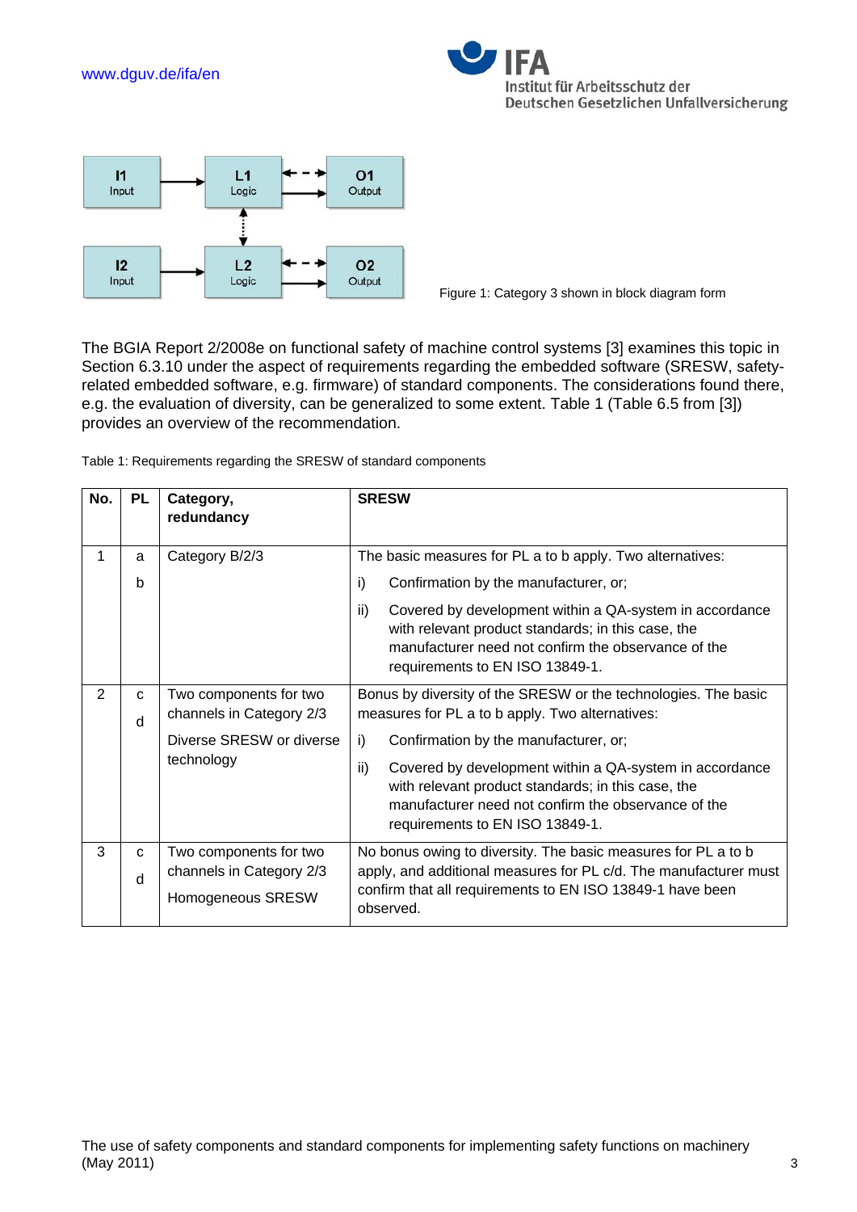Figure 1: Category 3 shown in block diagram form

The BGIA Report 2/2008e on functional safety of machine control systems [3] examines this topic in Section 6.3.10 under the aspect of requirements regarding the embedded software (SRESW, safety-related embedded software, e.g. firmware) of standard components. The considerations found there, e.g. the evaluation of diversity, can be generalized to some extent. Table 1 (Table 6.5 from [3]) provides an overview of the recommendation.

Table 1: Requirements regarding the SRESW of standard components

| No. | PL | Category, redundancy | SRESW |
|---|---|---|---|
| 1 | a<br>b | Category B/2/3 | The basic measures for PL a to b apply. Two alternatives:<br>i) Confirmation by the manufacturer, or;<br>ii) Covered by development within a QA-system in accordance with relevant product standards; in this case, the manufacturer need not confirm the observance of the requirements to EN ISO 13849-1. |
| 2 | c<br>d | Two components for two channels in Category 2/3<br>Diverse SRESW or diverse technology | Bonus by diversity of the SRESW or the technologies. The basic measures for PL a to b apply. Two alternatives:<br>i) Confirmation by the manufacturer, or;<br>ii) Covered by development within a QA-system in accordance with relevant product standards; in this case, the manufacturer need not confirm the observance of the requirements to EN ISO 13849-1. |
| 3 | c<br>d | Two components for two channels in Category 2/3<br>Homogeneous SRESW | No bonus owing to diversity. The basic measures for PL a to b apply, and additional measures for PL c/d. The manufacturer must confirm that all requirements to EN ISO 13849-1 have been observed. |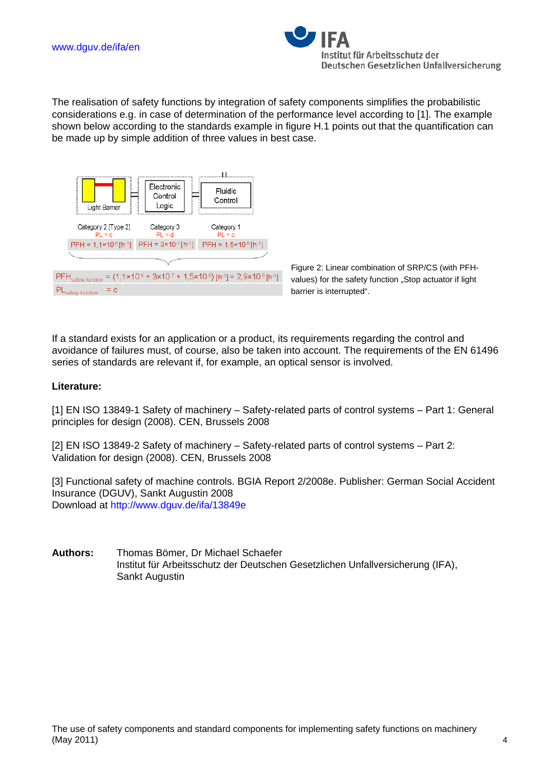The realisation of safety functions by integration of safety components simplifies the probabilistic considerations e.g. in case of determination of the performance level according to [1]. The example shown below according to the standards example in figure H.1 points out that the quantification can be made up by simple addition of three values in best case.

Light Barrier

Electronic Control Logic

Fluidic Control

Category 2 [Type 2]
PL = c
PFH = $1{,}1\times10^{-6}$ [$h^{-1}$]

Category 3
PL = d
PFH = $3\times10^{-7}$ [$h^{-1}$]

Category 1
PL = c
PFH = $1{,}5\times10^{-6}$ [$h^{-1}$]

$PFH_{safety\ function} = (1{,}1\times10^{-6} + 3\times10^{-7} + 1{,}5\times10^{-6})\ [h^{-1}] = 2{,}9\times10^{-6}\ [h^{-1}]$

$PL_{safety\ function}$ = c

Figure 2: Linear combination of SRP/CS (with PFH-values) for the safety function „Stop actuator if light barrier is interrupted".

If a standard exists for an application or a product, its requirements regarding the control and avoidance of failures must, of course, also be taken into account. The requirements of the EN 61496 series of standards are relevant if, for example, an optical sensor is involved.

**Literature:**

[1] EN ISO 13849-1 Safety of machinery – Safety-related parts of control systems – Part 1: General principles for design (2008). CEN, Brussels 2008

[2] EN ISO 13849-2 Safety of machinery – Safety-related parts of control systems – Part 2: Validation for design (2008). CEN, Brussels 2008

[3] Functional safety of machine controls. BGIA Report 2/2008e. Publisher: German Social Accident Insurance (DGUV), Sankt Augustin 2008
Download at http://www.dguv.de/ifa/13849e

**Authors:** Thomas Bömer, Dr Michael Schaefer
Institut für Arbeitsschutz der Deutschen Gesetzlichen Unfallversicherung (IFA), Sankt Augustin